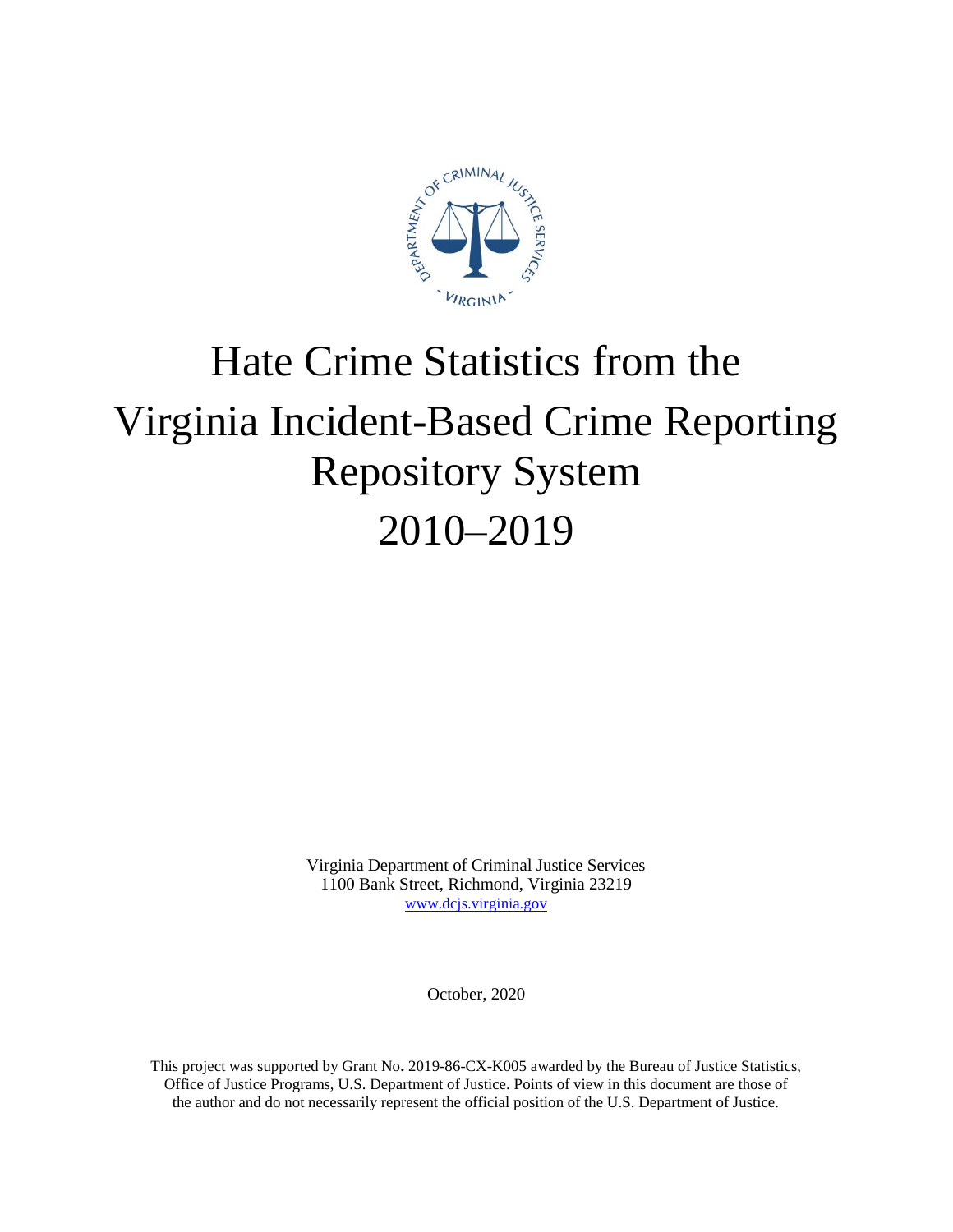# Hate Crime Statistics from the Virginia Incident-Based Crime Reporting Repository System 2010–2019

Virginia Department of Criminal Justice Services
1100 Bank Street, Richmond, Virginia 23219
www.dcjs.virginia.gov

October, 2020

This project was supported by Grant No**.** 2019-86-CX-K005 awarded by the Bureau of Justice Statistics, Office of Justice Programs, U.S. Department of Justice. Points of view in this document are those of the author and do not necessarily represent the official position of the U.S. Department of Justice.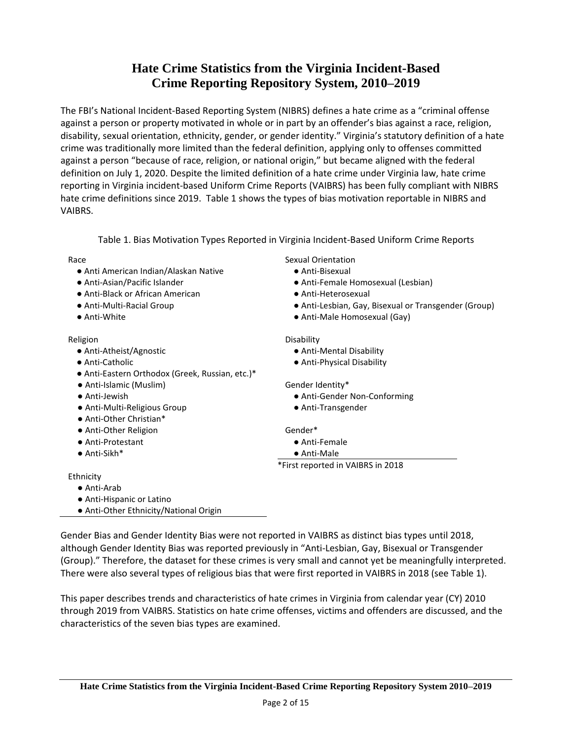# Hate Crime Statistics from the Virginia Incident-Based Crime Reporting Repository System, 2010–2019

The FBI's National Incident-Based Reporting System (NIBRS) defines a hate crime as a "criminal offense against a person or property motivated in whole or in part by an offender's bias against a race, religion, disability, sexual orientation, ethnicity, gender, or gender identity." Virginia's statutory definition of a hate crime was traditionally more limited than the federal definition, applying only to offenses committed against a person "because of race, religion, or national origin," but became aligned with the federal definition on July 1, 2020. Despite the limited definition of a hate crime under Virginia law, hate crime reporting in Virginia incident-based Uniform Crime Reports (VAIBRS) has been fully compliant with NIBRS hate crime definitions since 2019. Table 1 shows the types of bias motivation reportable in NIBRS and VAIBRS.

Table 1. Bias Motivation Types Reported in Virginia Incident-Based Uniform Crime Reports

Race
- Anti American Indian/Alaskan Native
- Anti-Asian/Pacific Islander
- Anti-Black or African American
- Anti-Multi-Racial Group
- Anti-White

Religion
- Anti-Atheist/Agnostic
- Anti-Catholic
- Anti-Eastern Orthodox (Greek, Russian, etc.)*
- Anti-Islamic (Muslim)
- Anti-Jewish
- Anti-Multi-Religious Group
- Anti-Other Christian*
- Anti-Other Religion
- Anti-Protestant
- Anti-Sikh*

Ethnicity
- Anti-Arab
- Anti-Hispanic or Latino
- Anti-Other Ethnicity/National Origin

Sexual Orientation
- Anti-Bisexual
- Anti-Female Homosexual (Lesbian)
- Anti-Heterosexual
- Anti-Lesbian, Gay, Bisexual or Transgender (Group)
- Anti-Male Homosexual (Gay)

Disability
- Anti-Mental Disability
- Anti-Physical Disability

Gender Identity*
- Anti-Gender Non-Conforming
- Anti-Transgender

Gender*
- Anti-Female
- Anti-Male

*First reported in VAIBRS in 2018

Gender Bias and Gender Identity Bias were not reported in VAIBRS as distinct bias types until 2018, although Gender Identity Bias was reported previously in "Anti-Lesbian, Gay, Bisexual or Transgender (Group)." Therefore, the dataset for these crimes is very small and cannot yet be meaningfully interpreted. There were also several types of religious bias that were first reported in VAIBRS in 2018 (see Table 1).

This paper describes trends and characteristics of hate crimes in Virginia from calendar year (CY) 2010 through 2019 from VAIBRS. Statistics on hate crime offenses, victims and offenders are discussed, and the characteristics of the seven bias types are examined.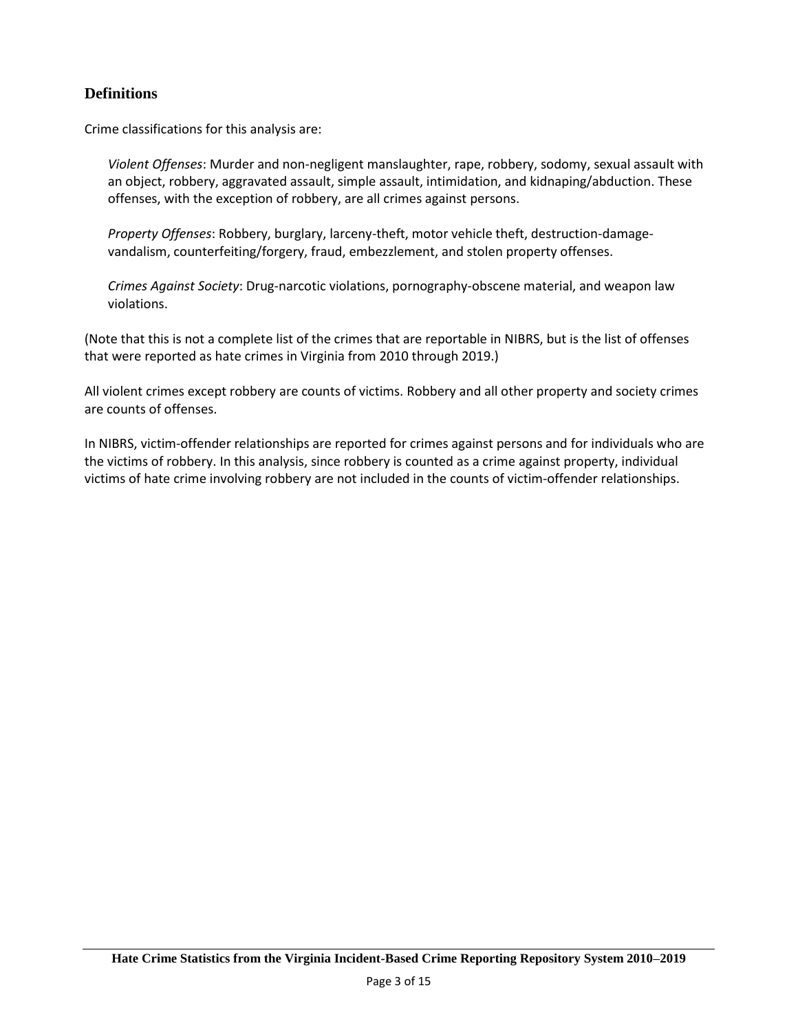## Definitions

Crime classifications for this analysis are:

*Violent Offenses*: Murder and non-negligent manslaughter, rape, robbery, sodomy, sexual assault with an object, robbery, aggravated assault, simple assault, intimidation, and kidnaping/abduction. These offenses, with the exception of robbery, are all crimes against persons.

*Property Offenses*: Robbery, burglary, larceny-theft, motor vehicle theft, destruction-damage-vandalism, counterfeiting/forgery, fraud, embezzlement, and stolen property offenses.

*Crimes Against Society*: Drug-narcotic violations, pornography-obscene material, and weapon law violations.

(Note that this is not a complete list of the crimes that are reportable in NIBRS, but is the list of offenses that were reported as hate crimes in Virginia from 2010 through 2019.)

All violent crimes except robbery are counts of victims. Robbery and all other property and society crimes are counts of offenses.

In NIBRS, victim-offender relationships are reported for crimes against persons and for individuals who are the victims of robbery. In this analysis, since robbery is counted as a crime against property, individual victims of hate crime involving robbery are not included in the counts of victim-offender relationships.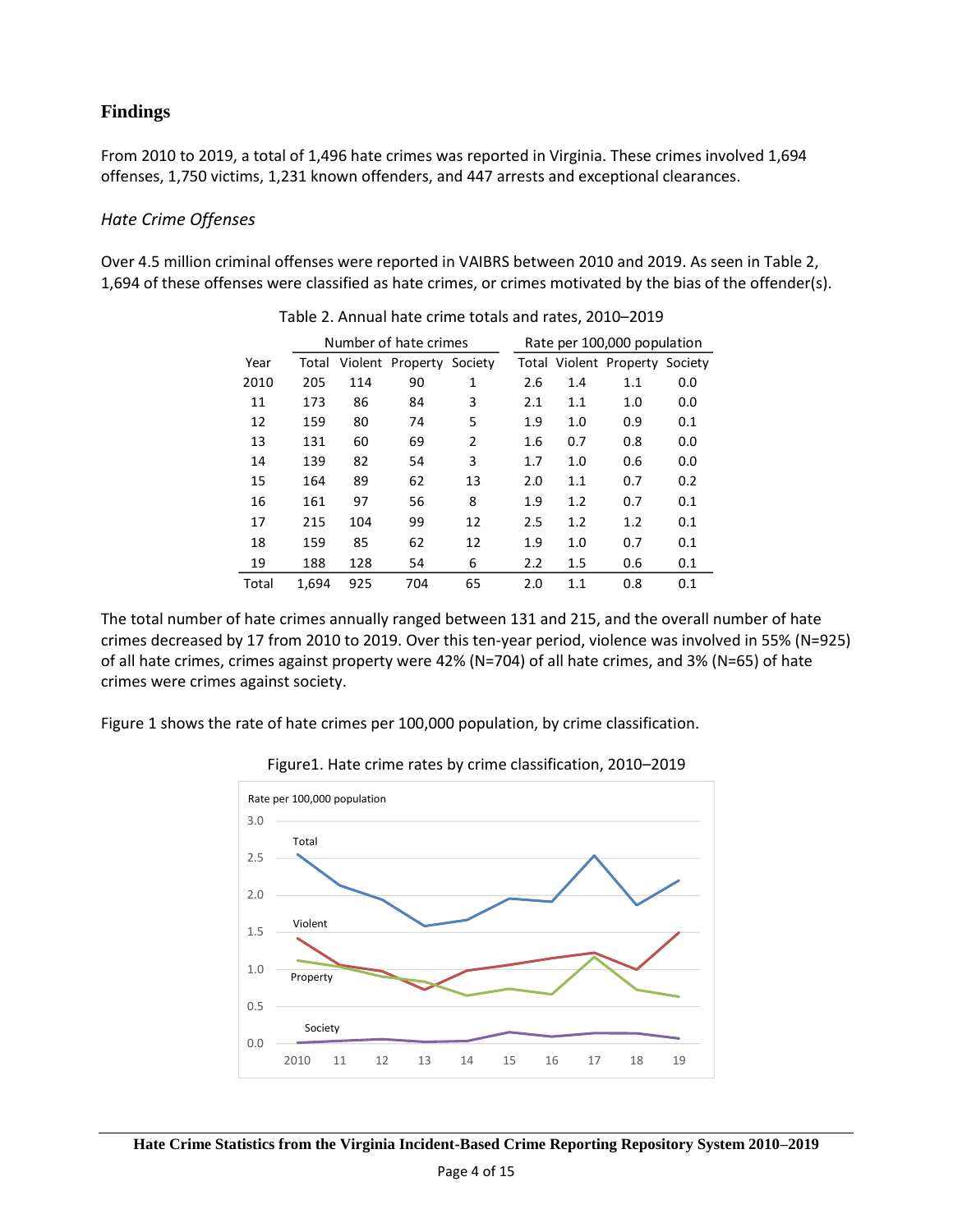## Findings

From 2010 to 2019, a total of 1,496 hate crimes was reported in Virginia. These crimes involved 1,694 offenses, 1,750 victims, 1,231 known offenders, and 447 arrests and exceptional clearances.

### *Hate Crime Offenses*

Over 4.5 million criminal offenses were reported in VAIBRS between 2010 and 2019. As seen in Table 2, 1,694 of these offenses were classified as hate crimes, or crimes motivated by the bias of the offender(s).

Table 2. Annual hate crime totals and rates, 2010–2019

| | Number of hate crimes | | | | Rate per 100,000 population | | | |
|---|---|---|---|---|---|---|---|---|
| Year | Total | Violent | Property | Society | Total | Violent | Property | Society |
| 2010 | 205 | 114 | 90 | 1 | 2.6 | 1.4 | 1.1 | 0.0 |
| 11 | 173 | 86 | 84 | 3 | 2.1 | 1.1 | 1.0 | 0.0 |
| 12 | 159 | 80 | 74 | 5 | 1.9 | 1.0 | 0.9 | 0.1 |
| 13 | 131 | 60 | 69 | 2 | 1.6 | 0.7 | 0.8 | 0.0 |
| 14 | 139 | 82 | 54 | 3 | 1.7 | 1.0 | 0.6 | 0.0 |
| 15 | 164 | 89 | 62 | 13 | 2.0 | 1.1 | 0.7 | 0.2 |
| 16 | 161 | 97 | 56 | 8 | 1.9 | 1.2 | 0.7 | 0.1 |
| 17 | 215 | 104 | 99 | 12 | 2.5 | 1.2 | 1.2 | 0.1 |
| 18 | 159 | 85 | 62 | 12 | 1.9 | 1.0 | 0.7 | 0.1 |
| 19 | 188 | 128 | 54 | 6 | 2.2 | 1.5 | 0.6 | 0.1 |
| Total | 1,694 | 925 | 704 | 65 | 2.0 | 1.1 | 0.8 | 0.1 |

The total number of hate crimes annually ranged between 131 and 215, and the overall number of hate crimes decreased by 17 from 2010 to 2019. Over this ten-year period, violence was involved in 55% (N=925) of all hate crimes, crimes against property were 42% (N=704) of all hate crimes, and 3% (N=65) of hate crimes were crimes against society.

Figure 1 shows the rate of hate crimes per 100,000 population, by crime classification.

Figure1. Hate crime rates by crime classification, 2010–2019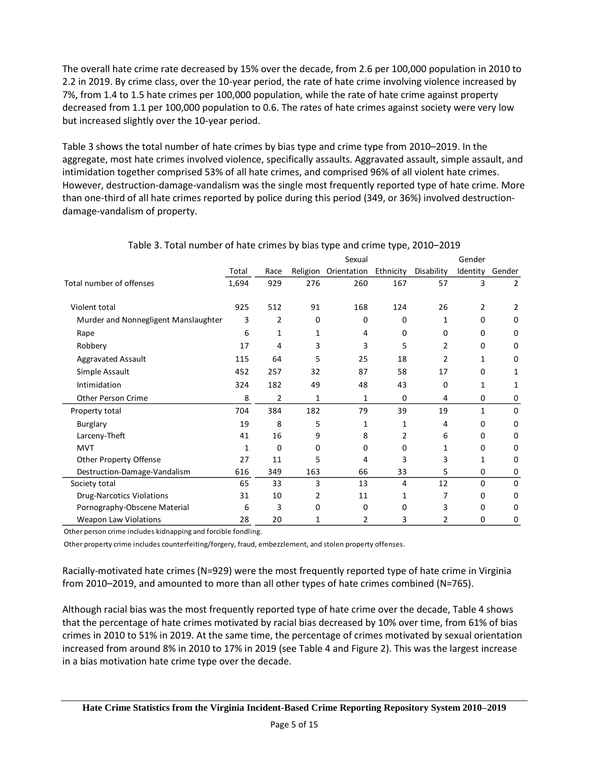The overall hate crime rate decreased by 15% over the decade, from 2.6 per 100,000 population in 2010 to 2.2 in 2019. By crime class, over the 10-year period, the rate of hate crime involving violence increased by 7%, from 1.4 to 1.5 hate crimes per 100,000 population, while the rate of hate crime against property decreased from 1.1 per 100,000 population to 0.6. The rates of hate crimes against society were very low but increased slightly over the 10-year period.

Table 3 shows the total number of hate crimes by bias type and crime type from 2010–2019. In the aggregate, most hate crimes involved violence, specifically assaults. Aggravated assault, simple assault, and intimidation together comprised 53% of all hate crimes, and comprised 96% of all violent hate crimes. However, destruction-damage-vandalism was the single most frequently reported type of hate crime. More than one-third of all hate crimes reported by police during this period (349, or 36%) involved destruction-damage-vandalism of property.

Table 3. Total number of hate crimes by bias type and crime type, 2010–2019

| | Total | Race | Religion | Sexual Orientation | Ethnicity | Disability | Gender Identity | Gender |
|---|---|---|---|---|---|---|---|---|
| Total number of offenses | 1,694 | 929 | 276 | 260 | 167 | 57 | 3 | 2 |
| Violent total | 925 | 512 | 91 | 168 | 124 | 26 | 2 | 2 |
| Murder and Nonnegligent Manslaughter | 3 | 2 | 0 | 0 | 0 | 1 | 0 | 0 |
| Rape | 6 | 1 | 1 | 4 | 0 | 0 | 0 | 0 |
| Robbery | 17 | 4 | 3 | 3 | 5 | 2 | 0 | 0 |
| Aggravated Assault | 115 | 64 | 5 | 25 | 18 | 2 | 1 | 0 |
| Simple Assault | 452 | 257 | 32 | 87 | 58 | 17 | 0 | 1 |
| Intimidation | 324 | 182 | 49 | 48 | 43 | 0 | 1 | 1 |
| Other Person Crime | 8 | 2 | 1 | 1 | 0 | 4 | 0 | 0 |
| Property total | 704 | 384 | 182 | 79 | 39 | 19 | 1 | 0 |
| Burglary | 19 | 8 | 5 | 1 | 1 | 4 | 0 | 0 |
| Larceny-Theft | 41 | 16 | 9 | 8 | 2 | 6 | 0 | 0 |
| MVT | 1 | 0 | 0 | 0 | 0 | 1 | 0 | 0 |
| Other Property Offense | 27 | 11 | 5 | 4 | 3 | 3 | 1 | 0 |
| Destruction-Damage-Vandalism | 616 | 349 | 163 | 66 | 33 | 5 | 0 | 0 |
| Society total | 65 | 33 | 3 | 13 | 4 | 12 | 0 | 0 |
| Drug-Narcotics Violations | 31 | 10 | 2 | 11 | 1 | 7 | 0 | 0 |
| Pornography-Obscene Material | 6 | 3 | 0 | 0 | 0 | 3 | 0 | 0 |
| Weapon Law Violations | 28 | 20 | 1 | 2 | 3 | 2 | 0 | 0 |

Other person crime includes kidnapping and forcible fondling.

Other property crime includes counterfeiting/forgery, fraud, embezzlement, and stolen property offenses.

Racially-motivated hate crimes (N=929) were the most frequently reported type of hate crime in Virginia from 2010–2019, and amounted to more than all other types of hate crimes combined (N=765).

Although racial bias was the most frequently reported type of hate crime over the decade, Table 4 shows that the percentage of hate crimes motivated by racial bias decreased by 10% over time, from 61% of bias crimes in 2010 to 51% in 2019. At the same time, the percentage of crimes motivated by sexual orientation increased from around 8% in 2010 to 17% in 2019 (see Table 4 and Figure 2). This was the largest increase in a bias motivation hate crime type over the decade.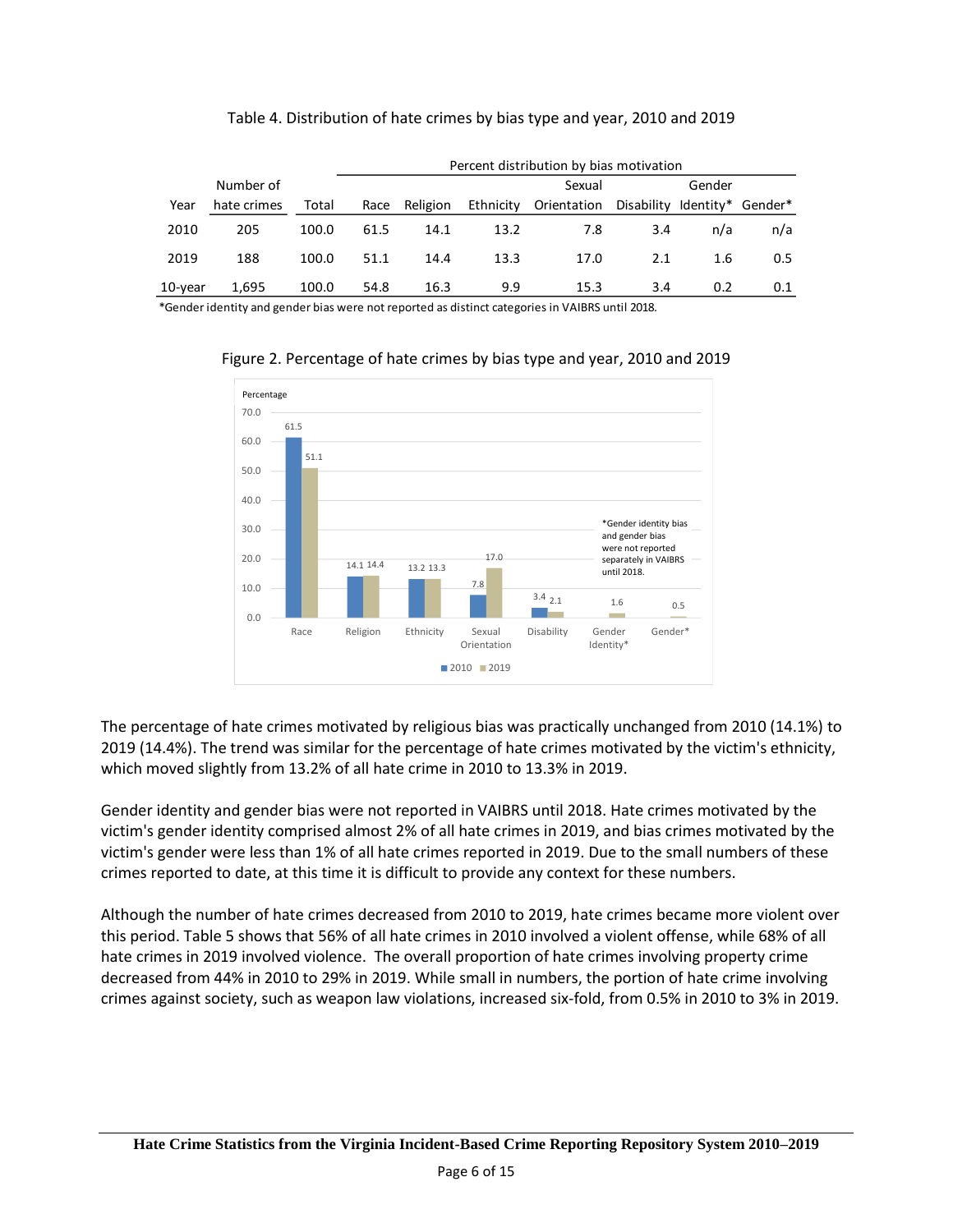Table 4. Distribution of hate crimes by bias type and year, 2010 and 2019

| Year | Number of hate crimes | Total | Percent distribution by bias motivation | | | | | | |
|---|---|---|---|---|---|---|---|---|---|
| | | | Race | Religion | Ethnicity | Sexual Orientation | Disability | Gender Identity* | Gender* |
| 2010 | 205 | 100.0 | 61.5 | 14.1 | 13.2 | 7.8 | 3.4 | n/a | n/a |
| 2019 | 188 | 100.0 | 51.1 | 14.4 | 13.3 | 17.0 | 2.1 | 1.6 | 0.5 |
| 10-year | 1,695 | 100.0 | 54.8 | 16.3 | 9.9 | 15.3 | 3.4 | 0.2 | 0.1 |

*Gender identity and gender bias were not reported as distinct categories in VAIBRS until 2018.

Figure 2. Percentage of hate crimes by bias type and year, 2010 and 2019

The percentage of hate crimes motivated by religious bias was practically unchanged from 2010 (14.1%) to 2019 (14.4%). The trend was similar for the percentage of hate crimes motivated by the victim's ethnicity, which moved slightly from 13.2% of all hate crime in 2010 to 13.3% in 2019.

Gender identity and gender bias were not reported in VAIBRS until 2018. Hate crimes motivated by the victim's gender identity comprised almost 2% of all hate crimes in 2019, and bias crimes motivated by the victim's gender were less than 1% of all hate crimes reported in 2019. Due to the small numbers of these crimes reported to date, at this time it is difficult to provide any context for these numbers.

Although the number of hate crimes decreased from 2010 to 2019, hate crimes became more violent over this period. Table 5 shows that 56% of all hate crimes in 2010 involved a violent offense, while 68% of all hate crimes in 2019 involved violence. The overall proportion of hate crimes involving property crime decreased from 44% in 2010 to 29% in 2019. While small in numbers, the portion of hate crime involving crimes against society, such as weapon law violations, increased six-fold, from 0.5% in 2010 to 3% in 2019.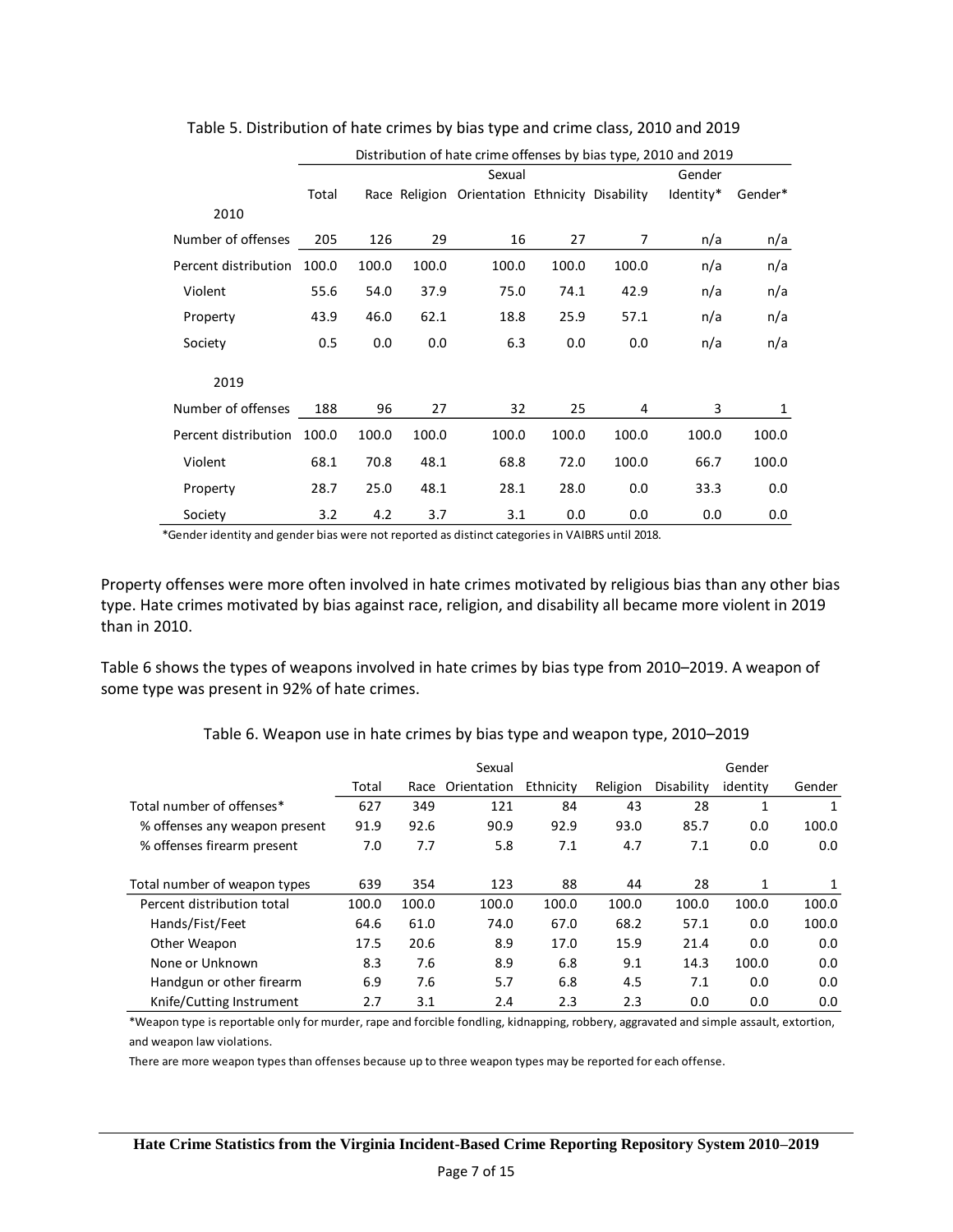Table 5. Distribution of hate crimes by bias type and crime class, 2010 and 2019

| | Distribution of hate crime offenses by bias type, 2010 and 2019 | | | | | | | |
|---|---|---|---|---|---|---|---|---|
| | Total | Race | Religion | Sexual Orientation | Ethnicity | Disability | Gender Identity* | Gender* |
| 2010 | | | | | | | | |
| Number of offenses | 205 | 126 | 29 | 16 | 27 | 7 | n/a | n/a |
| Percent distribution | 100.0 | 100.0 | 100.0 | 100.0 | 100.0 | 100.0 | n/a | n/a |
| Violent | 55.6 | 54.0 | 37.9 | 75.0 | 74.1 | 42.9 | n/a | n/a |
| Property | 43.9 | 46.0 | 62.1 | 18.8 | 25.9 | 57.1 | n/a | n/a |
| Society | 0.5 | 0.0 | 0.0 | 6.3 | 0.0 | 0.0 | n/a | n/a |
| 2019 | | | | | | | | |
| Number of offenses | 188 | 96 | 27 | 32 | 25 | 4 | 3 | 1 |
| Percent distribution | 100.0 | 100.0 | 100.0 | 100.0 | 100.0 | 100.0 | 100.0 | 100.0 |
| Violent | 68.1 | 70.8 | 48.1 | 68.8 | 72.0 | 100.0 | 66.7 | 100.0 |
| Property | 28.7 | 25.0 | 48.1 | 28.1 | 28.0 | 0.0 | 33.3 | 0.0 |
| Society | 3.2 | 4.2 | 3.7 | 3.1 | 0.0 | 0.0 | 0.0 | 0.0 |

*Gender identity and gender bias were not reported as distinct categories in VAIBRS until 2018.

Property offenses were more often involved in hate crimes motivated by religious bias than any other bias type. Hate crimes motivated by bias against race, religion, and disability all became more violent in 2019 than in 2010.

Table 6 shows the types of weapons involved in hate crimes by bias type from 2010–2019. A weapon of some type was present in 92% of hate crimes.

Table 6. Weapon use in hate crimes by bias type and weapon type, 2010–2019

| | Total | Race | Sexual Orientation | Ethnicity | Religion | Disability | Gender identity | Gender |
|---|---|---|---|---|---|---|---|---|
| Total number of offenses* | 627 | 349 | 121 | 84 | 43 | 28 | 1 | 1 |
| % offenses any weapon present | 91.9 | 92.6 | 90.9 | 92.9 | 93.0 | 85.7 | 0.0 | 100.0 |
| % offenses firearm present | 7.0 | 7.7 | 5.8 | 7.1 | 4.7 | 7.1 | 0.0 | 0.0 |
| Total number of weapon types | 639 | 354 | 123 | 88 | 44 | 28 | 1 | 1 |
| Percent distribution total | 100.0 | 100.0 | 100.0 | 100.0 | 100.0 | 100.0 | 100.0 | 100.0 |
| Hands/Fist/Feet | 64.6 | 61.0 | 74.0 | 67.0 | 68.2 | 57.1 | 0.0 | 100.0 |
| Other Weapon | 17.5 | 20.6 | 8.9 | 17.0 | 15.9 | 21.4 | 0.0 | 0.0 |
| None or Unknown | 8.3 | 7.6 | 8.9 | 6.8 | 9.1 | 14.3 | 100.0 | 0.0 |
| Handgun or other firearm | 6.9 | 7.6 | 5.7 | 6.8 | 4.5 | 7.1 | 0.0 | 0.0 |
| Knife/Cutting Instrument | 2.7 | 3.1 | 2.4 | 2.3 | 2.3 | 0.0 | 0.0 | 0.0 |

*Weapon type is reportable only for murder, rape and forcible fondling, kidnapping, robbery, aggravated and simple assault, extortion, and weapon law violations.

There are more weapon types than offenses because up to three weapon types may be reported for each offense.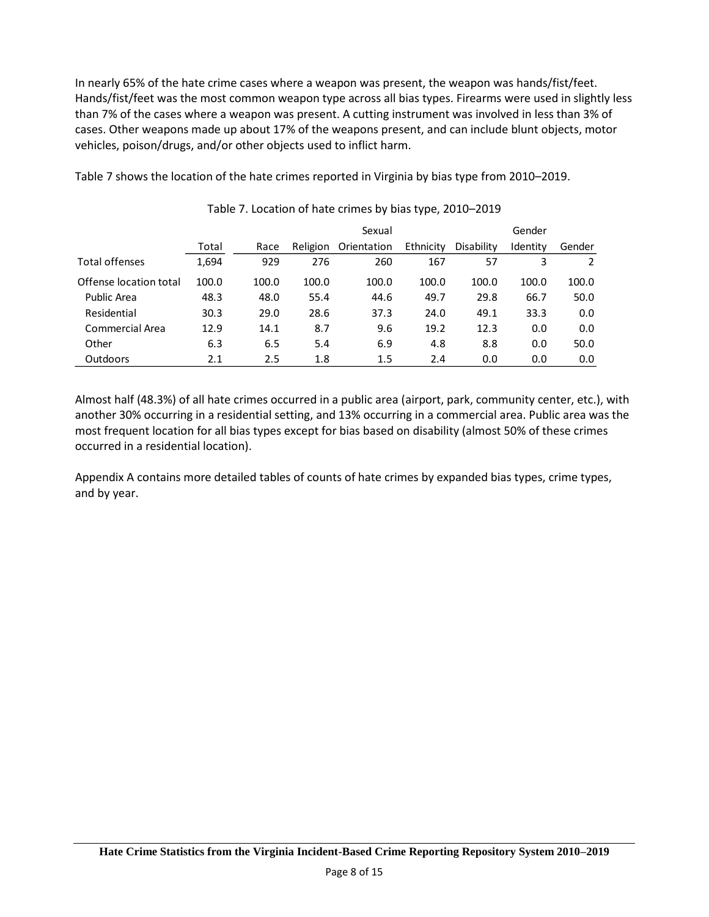In nearly 65% of the hate crime cases where a weapon was present, the weapon was hands/fist/feet. Hands/fist/feet was the most common weapon type across all bias types. Firearms were used in slightly less than 7% of the cases where a weapon was present. A cutting instrument was involved in less than 3% of cases. Other weapons made up about 17% of the weapons present, and can include blunt objects, motor vehicles, poison/drugs, and/or other objects used to inflict harm.

Table 7 shows the location of the hate crimes reported in Virginia by bias type from 2010–2019.

Table 7. Location of hate crimes by bias type, 2010–2019

| | Total | Race | Religion | Sexual Orientation | Ethnicity | Disability | Gender Identity | Gender |
|---|---|---|---|---|---|---|---|---|
| Total offenses | 1,694 | 929 | 276 | 260 | 167 | 57 | 3 | 2 |
| Offense location total | 100.0 | 100.0 | 100.0 | 100.0 | 100.0 | 100.0 | 100.0 | 100.0 |
| Public Area | 48.3 | 48.0 | 55.4 | 44.6 | 49.7 | 29.8 | 66.7 | 50.0 |
| Residential | 30.3 | 29.0 | 28.6 | 37.3 | 24.0 | 49.1 | 33.3 | 0.0 |
| Commercial Area | 12.9 | 14.1 | 8.7 | 9.6 | 19.2 | 12.3 | 0.0 | 0.0 |
| Other | 6.3 | 6.5 | 5.4 | 6.9 | 4.8 | 8.8 | 0.0 | 50.0 |
| Outdoors | 2.1 | 2.5 | 1.8 | 1.5 | 2.4 | 0.0 | 0.0 | 0.0 |

Almost half (48.3%) of all hate crimes occurred in a public area (airport, park, community center, etc.), with another 30% occurring in a residential setting, and 13% occurring in a commercial area. Public area was the most frequent location for all bias types except for bias based on disability (almost 50% of these crimes occurred in a residential location).

Appendix A contains more detailed tables of counts of hate crimes by expanded bias types, crime types, and by year.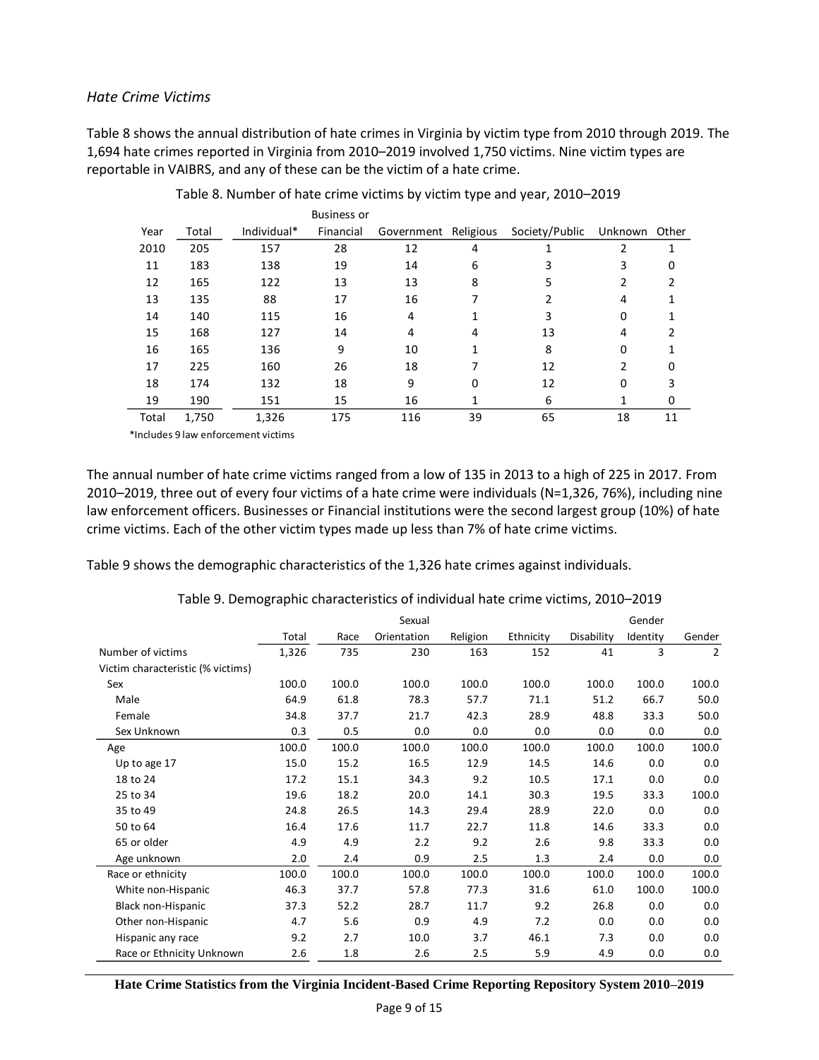*Hate Crime Victims*

Table 8 shows the annual distribution of hate crimes in Virginia by victim type from 2010 through 2019. The 1,694 hate crimes reported in Virginia from 2010–2019 involved 1,750 victims. Nine victim types are reportable in VAIBRS, and any of these can be the victim of a hate crime.

Table 8. Number of hate crime victims by victim type and year, 2010–2019

| Year | Total | Individual* | Business or Financial | Government | Religious | Society/Public | Unknown | Other |
|---|---|---|---|---|---|---|---|---|
| 2010 | 205 | 157 | 28 | 12 | 4 | 1 | 2 | 1 |
| 11 | 183 | 138 | 19 | 14 | 6 | 3 | 3 | 0 |
| 12 | 165 | 122 | 13 | 13 | 8 | 5 | 2 | 2 |
| 13 | 135 | 88 | 17 | 16 | 7 | 2 | 4 | 1 |
| 14 | 140 | 115 | 16 | 4 | 1 | 3 | 0 | 1 |
| 15 | 168 | 127 | 14 | 4 | 4 | 13 | 4 | 2 |
| 16 | 165 | 136 | 9 | 10 | 1 | 8 | 0 | 1 |
| 17 | 225 | 160 | 26 | 18 | 7 | 12 | 2 | 0 |
| 18 | 174 | 132 | 18 | 9 | 0 | 12 | 0 | 3 |
| 19 | 190 | 151 | 15 | 16 | 1 | 6 | 1 | 0 |
| Total | 1,750 | 1,326 | 175 | 116 | 39 | 65 | 18 | 11 |

*Includes 9 law enforcement victims

The annual number of hate crime victims ranged from a low of 135 in 2013 to a high of 225 in 2017. From 2010–2019, three out of every four victims of a hate crime were individuals (N=1,326, 76%), including nine law enforcement officers. Businesses or Financial institutions were the second largest group (10%) of hate crime victims. Each of the other victim types made up less than 7% of hate crime victims.

Table 9 shows the demographic characteristics of the 1,326 hate crimes against individuals.

Table 9. Demographic characteristics of individual hate crime victims, 2010–2019

| | Total | Race | Sexual Orientation | Religion | Ethnicity | Disability | Gender Identity | Gender |
|---|---|---|---|---|---|---|---|---|
| Number of victims | 1,326 | 735 | 230 | 163 | 152 | 41 | 3 | 2 |
| Victim characteristic (% victims) | | | | | | | | |
| Sex | 100.0 | 100.0 | 100.0 | 100.0 | 100.0 | 100.0 | 100.0 | 100.0 |
| Male | 64.9 | 61.8 | 78.3 | 57.7 | 71.1 | 51.2 | 66.7 | 50.0 |
| Female | 34.8 | 37.7 | 21.7 | 42.3 | 28.9 | 48.8 | 33.3 | 50.0 |
| Sex Unknown | 0.3 | 0.5 | 0.0 | 0.0 | 0.0 | 0.0 | 0.0 | 0.0 |
| Age | 100.0 | 100.0 | 100.0 | 100.0 | 100.0 | 100.0 | 100.0 | 100.0 |
| Up to age 17 | 15.0 | 15.2 | 16.5 | 12.9 | 14.5 | 14.6 | 0.0 | 0.0 |
| 18 to 24 | 17.2 | 15.1 | 34.3 | 9.2 | 10.5 | 17.1 | 0.0 | 0.0 |
| 25 to 34 | 19.6 | 18.2 | 20.0 | 14.1 | 30.3 | 19.5 | 33.3 | 100.0 |
| 35 to 49 | 24.8 | 26.5 | 14.3 | 29.4 | 28.9 | 22.0 | 0.0 | 0.0 |
| 50 to 64 | 16.4 | 17.6 | 11.7 | 22.7 | 11.8 | 14.6 | 33.3 | 0.0 |
| 65 or older | 4.9 | 4.9 | 2.2 | 9.2 | 2.6 | 9.8 | 33.3 | 0.0 |
| Age unknown | 2.0 | 2.4 | 0.9 | 2.5 | 1.3 | 2.4 | 0.0 | 0.0 |
| Race or ethnicity | 100.0 | 100.0 | 100.0 | 100.0 | 100.0 | 100.0 | 100.0 | 100.0 |
| White non-Hispanic | 46.3 | 37.7 | 57.8 | 77.3 | 31.6 | 61.0 | 100.0 | 100.0 |
| Black non-Hispanic | 37.3 | 52.2 | 28.7 | 11.7 | 9.2 | 26.8 | 0.0 | 0.0 |
| Other non-Hispanic | 4.7 | 5.6 | 0.9 | 4.9 | 7.2 | 0.0 | 0.0 | 0.0 |
| Hispanic any race | 9.2 | 2.7 | 10.0 | 3.7 | 46.1 | 7.3 | 0.0 | 0.0 |
| Race or Ethnicity Unknown | 2.6 | 1.8 | 2.6 | 2.5 | 5.9 | 4.9 | 0.0 | 0.0 |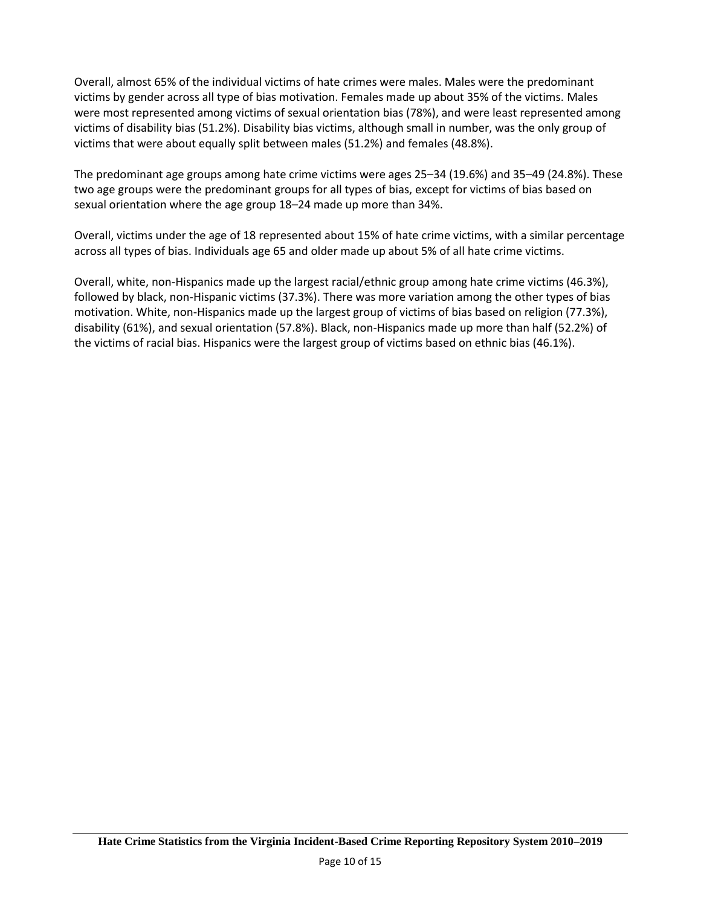Overall, almost 65% of the individual victims of hate crimes were males. Males were the predominant victims by gender across all type of bias motivation. Females made up about 35% of the victims. Males were most represented among victims of sexual orientation bias (78%), and were least represented among victims of disability bias (51.2%). Disability bias victims, although small in number, was the only group of victims that were about equally split between males (51.2%) and females (48.8%).

The predominant age groups among hate crime victims were ages 25–34 (19.6%) and 35–49 (24.8%). These two age groups were the predominant groups for all types of bias, except for victims of bias based on sexual orientation where the age group 18–24 made up more than 34%.

Overall, victims under the age of 18 represented about 15% of hate crime victims, with a similar percentage across all types of bias. Individuals age 65 and older made up about 5% of all hate crime victims.

Overall, white, non-Hispanics made up the largest racial/ethnic group among hate crime victims (46.3%), followed by black, non-Hispanic victims (37.3%). There was more variation among the other types of bias motivation. White, non-Hispanics made up the largest group of victims of bias based on religion (77.3%), disability (61%), and sexual orientation (57.8%). Black, non-Hispanics made up more than half (52.2%) of the victims of racial bias. Hispanics were the largest group of victims based on ethnic bias (46.1%).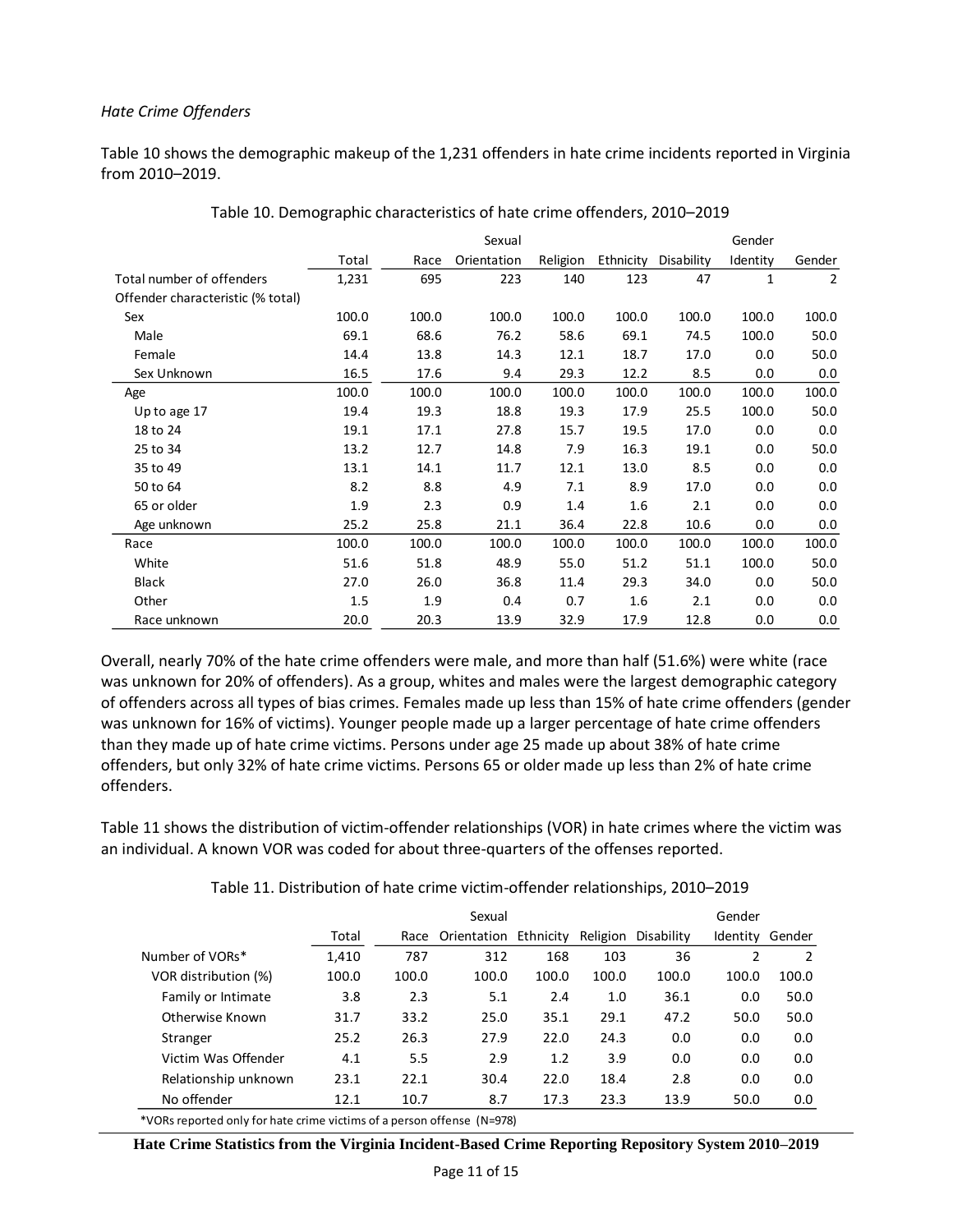*Hate Crime Offenders*

Table 10 shows the demographic makeup of the 1,231 offenders in hate crime incidents reported in Virginia from 2010–2019.

Table 10. Demographic characteristics of hate crime offenders, 2010–2019

| | Total | Race | Sexual Orientation | Religion | Ethnicity | Disability | Gender Identity | Gender |
|---|---|---|---|---|---|---|---|---|
| Total number of offenders | 1,231 | 695 | 223 | 140 | 123 | 47 | 1 | 2 |
| Offender characteristic (% total) | | | | | | | | |
| Sex | 100.0 | 100.0 | 100.0 | 100.0 | 100.0 | 100.0 | 100.0 | 100.0 |
| Male | 69.1 | 68.6 | 76.2 | 58.6 | 69.1 | 74.5 | 100.0 | 50.0 |
| Female | 14.4 | 13.8 | 14.3 | 12.1 | 18.7 | 17.0 | 0.0 | 50.0 |
| Sex Unknown | 16.5 | 17.6 | 9.4 | 29.3 | 12.2 | 8.5 | 0.0 | 0.0 |
| Age | 100.0 | 100.0 | 100.0 | 100.0 | 100.0 | 100.0 | 100.0 | 100.0 |
| Up to age 17 | 19.4 | 19.3 | 18.8 | 19.3 | 17.9 | 25.5 | 100.0 | 50.0 |
| 18 to 24 | 19.1 | 17.1 | 27.8 | 15.7 | 19.5 | 17.0 | 0.0 | 0.0 |
| 25 to 34 | 13.2 | 12.7 | 14.8 | 7.9 | 16.3 | 19.1 | 0.0 | 50.0 |
| 35 to 49 | 13.1 | 14.1 | 11.7 | 12.1 | 13.0 | 8.5 | 0.0 | 0.0 |
| 50 to 64 | 8.2 | 8.8 | 4.9 | 7.1 | 8.9 | 17.0 | 0.0 | 0.0 |
| 65 or older | 1.9 | 2.3 | 0.9 | 1.4 | 1.6 | 2.1 | 0.0 | 0.0 |
| Age unknown | 25.2 | 25.8 | 21.1 | 36.4 | 22.8 | 10.6 | 0.0 | 0.0 |
| Race | 100.0 | 100.0 | 100.0 | 100.0 | 100.0 | 100.0 | 100.0 | 100.0 |
| White | 51.6 | 51.8 | 48.9 | 55.0 | 51.2 | 51.1 | 100.0 | 50.0 |
| Black | 27.0 | 26.0 | 36.8 | 11.4 | 29.3 | 34.0 | 0.0 | 50.0 |
| Other | 1.5 | 1.9 | 0.4 | 0.7 | 1.6 | 2.1 | 0.0 | 0.0 |
| Race unknown | 20.0 | 20.3 | 13.9 | 32.9 | 17.9 | 12.8 | 0.0 | 0.0 |

Overall, nearly 70% of the hate crime offenders were male, and more than half (51.6%) were white (race was unknown for 20% of offenders). As a group, whites and males were the largest demographic category of offenders across all types of bias crimes. Females made up less than 15% of hate crime offenders (gender was unknown for 16% of victims). Younger people made up a larger percentage of hate crime offenders than they made up of hate crime victims. Persons under age 25 made up about 38% of hate crime offenders, but only 32% of hate crime victims. Persons 65 or older made up less than 2% of hate crime offenders.

Table 11 shows the distribution of victim-offender relationships (VOR) in hate crimes where the victim was an individual. A known VOR was coded for about three-quarters of the offenses reported.

Table 11. Distribution of hate crime victim-offender relationships, 2010–2019

| | Total | Race | Sexual Orientation | Ethnicity | Religion | Disability | Gender Identity | Gender |
|---|---|---|---|---|---|---|---|---|
| Number of VORs* | 1,410 | 787 | 312 | 168 | 103 | 36 | 2 | 2 |
| VOR distribution (%) | 100.0 | 100.0 | 100.0 | 100.0 | 100.0 | 100.0 | 100.0 | 100.0 |
| Family or Intimate | 3.8 | 2.3 | 5.1 | 2.4 | 1.0 | 36.1 | 0.0 | 50.0 |
| Otherwise Known | 31.7 | 33.2 | 25.0 | 35.1 | 29.1 | 47.2 | 50.0 | 50.0 |
| Stranger | 25.2 | 26.3 | 27.9 | 22.0 | 24.3 | 0.0 | 0.0 | 0.0 |
| Victim Was Offender | 4.1 | 5.5 | 2.9 | 1.2 | 3.9 | 0.0 | 0.0 | 0.0 |
| Relationship unknown | 23.1 | 22.1 | 30.4 | 22.0 | 18.4 | 2.8 | 0.0 | 0.0 |
| No offender | 12.1 | 10.7 | 8.7 | 17.3 | 23.3 | 13.9 | 50.0 | 0.0 |

*VORs reported only for hate crime victims of a person offense (N=978)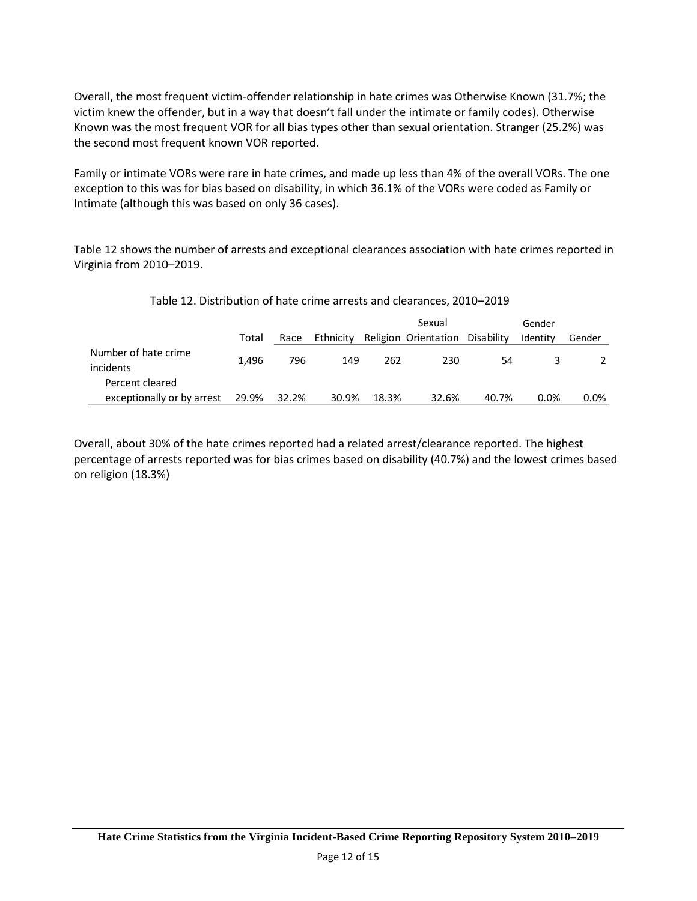Overall, the most frequent victim-offender relationship in hate crimes was Otherwise Known (31.7%; the victim knew the offender, but in a way that doesn't fall under the intimate or family codes). Otherwise Known was the most frequent VOR for all bias types other than sexual orientation. Stranger (25.2%) was the second most frequent known VOR reported.

Family or intimate VORs were rare in hate crimes, and made up less than 4% of the overall VORs. The one exception to this was for bias based on disability, in which 36.1% of the VORs were coded as Family or Intimate (although this was based on only 36 cases).

Table 12 shows the number of arrests and exceptional clearances association with hate crimes reported in Virginia from 2010–2019.

Table 12. Distribution of hate crime arrests and clearances, 2010–2019

| | Total | Race | Ethnicity | Religion | Sexual Orientation | Disability | Gender Identity | Gender |
|---|---|---|---|---|---|---|---|---|
| Number of hate crime incidents | 1,496 | 796 | 149 | 262 | 230 | 54 | 3 | 2 |
| Percent cleared exceptionally or by arrest | 29.9% | 32.2% | 30.9% | 18.3% | 32.6% | 40.7% | 0.0% | 0.0% |

Overall, about 30% of the hate crimes reported had a related arrest/clearance reported. The highest percentage of arrests reported was for bias crimes based on disability (40.7%) and the lowest crimes based on religion (18.3%)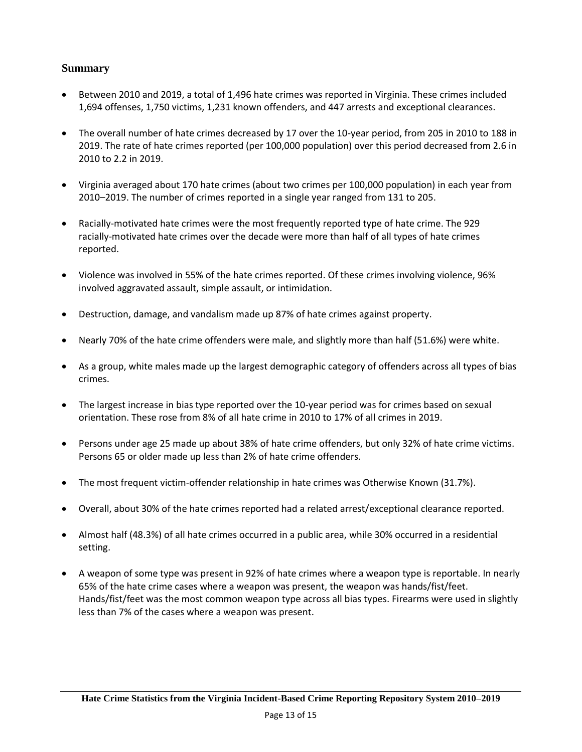## Summary

- Between 2010 and 2019, a total of 1,496 hate crimes was reported in Virginia. These crimes included 1,694 offenses, 1,750 victims, 1,231 known offenders, and 447 arrests and exceptional clearances.
- The overall number of hate crimes decreased by 17 over the 10-year period, from 205 in 2010 to 188 in 2019. The rate of hate crimes reported (per 100,000 population) over this period decreased from 2.6 in 2010 to 2.2 in 2019.
- Virginia averaged about 170 hate crimes (about two crimes per 100,000 population) in each year from 2010–2019. The number of crimes reported in a single year ranged from 131 to 205.
- Racially-motivated hate crimes were the most frequently reported type of hate crime. The 929 racially-motivated hate crimes over the decade were more than half of all types of hate crimes reported.
- Violence was involved in 55% of the hate crimes reported. Of these crimes involving violence, 96% involved aggravated assault, simple assault, or intimidation.
- Destruction, damage, and vandalism made up 87% of hate crimes against property.
- Nearly 70% of the hate crime offenders were male, and slightly more than half (51.6%) were white.
- As a group, white males made up the largest demographic category of offenders across all types of bias crimes.
- The largest increase in bias type reported over the 10-year period was for crimes based on sexual orientation. These rose from 8% of all hate crime in 2010 to 17% of all crimes in 2019.
- Persons under age 25 made up about 38% of hate crime offenders, but only 32% of hate crime victims. Persons 65 or older made up less than 2% of hate crime offenders.
- The most frequent victim-offender relationship in hate crimes was Otherwise Known (31.7%).
- Overall, about 30% of the hate crimes reported had a related arrest/exceptional clearance reported.
- Almost half (48.3%) of all hate crimes occurred in a public area, while 30% occurred in a residential setting.
- A weapon of some type was present in 92% of hate crimes where a weapon type is reportable. In nearly 65% of the hate crime cases where a weapon was present, the weapon was hands/fist/feet. Hands/fist/feet was the most common weapon type across all bias types. Firearms were used in slightly less than 7% of the cases where a weapon was present.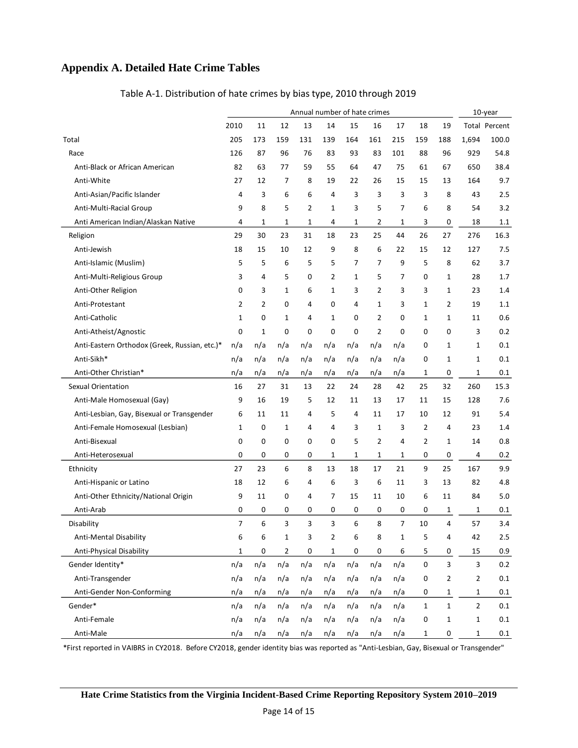# Appendix A. Detailed Hate Crime Tables

Table A-1. Distribution of hate crimes by bias type, 2010 through 2019

| | Annual number of hate crimes | | | | | | | | | | 10-year | |
|---|---|---|---|---|---|---|---|---|---|---|---|---|
| | 2010 | 11 | 12 | 13 | 14 | 15 | 16 | 17 | 18 | 19 | Total | Percent |
| Total | 205 | 173 | 159 | 131 | 139 | 164 | 161 | 215 | 159 | 188 | 1,694 | 100.0 |
| Race | 126 | 87 | 96 | 76 | 83 | 93 | 83 | 101 | 88 | 96 | 929 | 54.8 |
| Anti-Black or African American | 82 | 63 | 77 | 59 | 55 | 64 | 47 | 75 | 61 | 67 | 650 | 38.4 |
| Anti-White | 27 | 12 | 7 | 8 | 19 | 22 | 26 | 15 | 15 | 13 | 164 | 9.7 |
| Anti-Asian/Pacific Islander | 4 | 3 | 6 | 6 | 4 | 3 | 3 | 3 | 3 | 8 | 43 | 2.5 |
| Anti-Multi-Racial Group | 9 | 8 | 5 | 2 | 1 | 3 | 5 | 7 | 6 | 8 | 54 | 3.2 |
| Anti American Indian/Alaskan Native | 4 | 1 | 1 | 1 | 4 | 1 | 2 | 1 | 3 | 0 | 18 | 1.1 |
| Religion | 29 | 30 | 23 | 31 | 18 | 23 | 25 | 44 | 26 | 27 | 276 | 16.3 |
| Anti-Jewish | 18 | 15 | 10 | 12 | 9 | 8 | 6 | 22 | 15 | 12 | 127 | 7.5 |
| Anti-Islamic (Muslim) | 5 | 5 | 6 | 5 | 5 | 7 | 7 | 9 | 5 | 8 | 62 | 3.7 |
| Anti-Multi-Religious Group | 3 | 4 | 5 | 0 | 2 | 1 | 5 | 7 | 0 | 1 | 28 | 1.7 |
| Anti-Other Religion | 0 | 3 | 1 | 6 | 1 | 3 | 2 | 3 | 3 | 1 | 23 | 1.4 |
| Anti-Protestant | 2 | 2 | 0 | 4 | 0 | 4 | 1 | 3 | 1 | 2 | 19 | 1.1 |
| Anti-Catholic | 1 | 0 | 1 | 4 | 1 | 0 | 2 | 0 | 1 | 1 | 11 | 0.6 |
| Anti-Atheist/Agnostic | 0 | 1 | 0 | 0 | 0 | 0 | 2 | 0 | 0 | 0 | 3 | 0.2 |
| Anti-Eastern Orthodox (Greek, Russian, etc.)* | n/a | n/a | n/a | n/a | n/a | n/a | n/a | n/a | 0 | 1 | 1 | 0.1 |
| Anti-Sikh* | n/a | n/a | n/a | n/a | n/a | n/a | n/a | n/a | 0 | 1 | 1 | 0.1 |
| Anti-Other Christian* | n/a | n/a | n/a | n/a | n/a | n/a | n/a | n/a | 1 | 0 | 1 | 0.1 |
| Sexual Orientation | 16 | 27 | 31 | 13 | 22 | 24 | 28 | 42 | 25 | 32 | 260 | 15.3 |
| Anti-Male Homosexual (Gay) | 9 | 16 | 19 | 5 | 12 | 11 | 13 | 17 | 11 | 15 | 128 | 7.6 |
| Anti-Lesbian, Gay, Bisexual or Transgender | 6 | 11 | 11 | 4 | 5 | 4 | 11 | 17 | 10 | 12 | 91 | 5.4 |
| Anti-Female Homosexual (Lesbian) | 1 | 0 | 1 | 4 | 4 | 3 | 1 | 3 | 2 | 4 | 23 | 1.4 |
| Anti-Bisexual | 0 | 0 | 0 | 0 | 0 | 5 | 2 | 4 | 2 | 1 | 14 | 0.8 |
| Anti-Heterosexual | 0 | 0 | 0 | 0 | 1 | 1 | 1 | 1 | 0 | 0 | 4 | 0.2 |
| Ethnicity | 27 | 23 | 6 | 8 | 13 | 18 | 17 | 21 | 9 | 25 | 167 | 9.9 |
| Anti-Hispanic or Latino | 18 | 12 | 6 | 4 | 6 | 3 | 6 | 11 | 3 | 13 | 82 | 4.8 |
| Anti-Other Ethnicity/National Origin | 9 | 11 | 0 | 4 | 7 | 15 | 11 | 10 | 6 | 11 | 84 | 5.0 |
| Anti-Arab | 0 | 0 | 0 | 0 | 0 | 0 | 0 | 0 | 0 | 1 | 1 | 0.1 |
| Disability | 7 | 6 | 3 | 3 | 3 | 6 | 8 | 7 | 10 | 4 | 57 | 3.4 |
| Anti-Mental Disability | 6 | 6 | 1 | 3 | 2 | 6 | 8 | 1 | 5 | 4 | 42 | 2.5 |
| Anti-Physical Disability | 1 | 0 | 2 | 0 | 1 | 0 | 0 | 6 | 5 | 0 | 15 | 0.9 |
| Gender Identity* | n/a | n/a | n/a | n/a | n/a | n/a | n/a | n/a | 0 | 3 | 3 | 0.2 |
| Anti-Transgender | n/a | n/a | n/a | n/a | n/a | n/a | n/a | n/a | 0 | 2 | 2 | 0.1 |
| Anti-Gender Non-Conforming | n/a | n/a | n/a | n/a | n/a | n/a | n/a | n/a | 0 | 1 | 1 | 0.1 |
| Gender* | n/a | n/a | n/a | n/a | n/a | n/a | n/a | n/a | 1 | 1 | 2 | 0.1 |
| Anti-Female | n/a | n/a | n/a | n/a | n/a | n/a | n/a | n/a | 0 | 1 | 1 | 0.1 |
| Anti-Male | n/a | n/a | n/a | n/a | n/a | n/a | n/a | n/a | 1 | 0 | 1 | 0.1 |

*First reported in VAIBRS in CY2018. Before CY2018, gender identity bias was reported as "Anti-Lesbian, Gay, Bisexual or Transgender"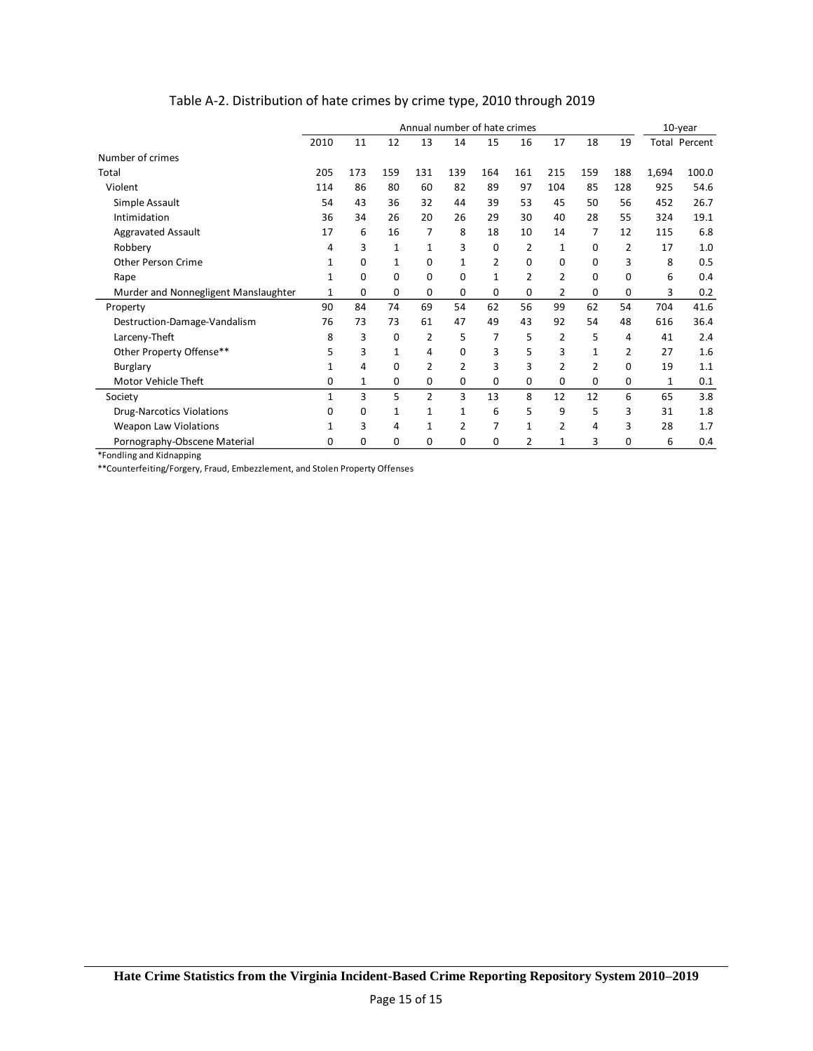Table A-2. Distribution of hate crimes by crime type, 2010 through 2019

| | Annual number of hate crimes | | | | | | | | | | 10-year | |
|---|---|---|---|---|---|---|---|---|---|---|---|---|
| | 2010 | 11 | 12 | 13 | 14 | 15 | 16 | 17 | 18 | 19 | Total | Percent |
| Number of crimes | | | | | | | | | | | | |
| Total | 205 | 173 | 159 | 131 | 139 | 164 | 161 | 215 | 159 | 188 | 1,694 | 100.0 |
| Violent | 114 | 86 | 80 | 60 | 82 | 89 | 97 | 104 | 85 | 128 | 925 | 54.6 |
| Simple Assault | 54 | 43 | 36 | 32 | 44 | 39 | 53 | 45 | 50 | 56 | 452 | 26.7 |
| Intimidation | 36 | 34 | 26 | 20 | 26 | 29 | 30 | 40 | 28 | 55 | 324 | 19.1 |
| Aggravated Assault | 17 | 6 | 16 | 7 | 8 | 18 | 10 | 14 | 7 | 12 | 115 | 6.8 |
| Robbery | 4 | 3 | 1 | 1 | 3 | 0 | 2 | 1 | 0 | 2 | 17 | 1.0 |
| Other Person Crime | 1 | 0 | 1 | 0 | 1 | 2 | 0 | 0 | 0 | 3 | 8 | 0.5 |
| Rape | 1 | 0 | 0 | 0 | 0 | 1 | 2 | 2 | 0 | 0 | 6 | 0.4 |
| Murder and Nonnegligent Manslaughter | 1 | 0 | 0 | 0 | 0 | 0 | 0 | 2 | 0 | 0 | 3 | 0.2 |
| Property | 90 | 84 | 74 | 69 | 54 | 62 | 56 | 99 | 62 | 54 | 704 | 41.6 |
| Destruction-Damage-Vandalism | 76 | 73 | 73 | 61 | 47 | 49 | 43 | 92 | 54 | 48 | 616 | 36.4 |
| Larceny-Theft | 8 | 3 | 0 | 2 | 5 | 7 | 5 | 2 | 5 | 4 | 41 | 2.4 |
| Other Property Offense** | 5 | 3 | 1 | 4 | 0 | 3 | 5 | 3 | 1 | 2 | 27 | 1.6 |
| Burglary | 1 | 4 | 0 | 2 | 2 | 3 | 3 | 2 | 2 | 0 | 19 | 1.1 |
| Motor Vehicle Theft | 0 | 1 | 0 | 0 | 0 | 0 | 0 | 0 | 0 | 0 | 1 | 0.1 |
| Society | 1 | 3 | 5 | 2 | 3 | 13 | 8 | 12 | 12 | 6 | 65 | 3.8 |
| Drug-Narcotics Violations | 0 | 0 | 1 | 1 | 1 | 6 | 5 | 9 | 5 | 3 | 31 | 1.8 |
| Weapon Law Violations | 1 | 3 | 4 | 1 | 2 | 7 | 1 | 2 | 4 | 3 | 28 | 1.7 |
| Pornography-Obscene Material | 0 | 0 | 0 | 0 | 0 | 0 | 2 | 1 | 3 | 0 | 6 | 0.4 |

*Fondling and Kidnapping

**Counterfeiting/Forgery, Fraud, Embezzlement, and Stolen Property Offenses